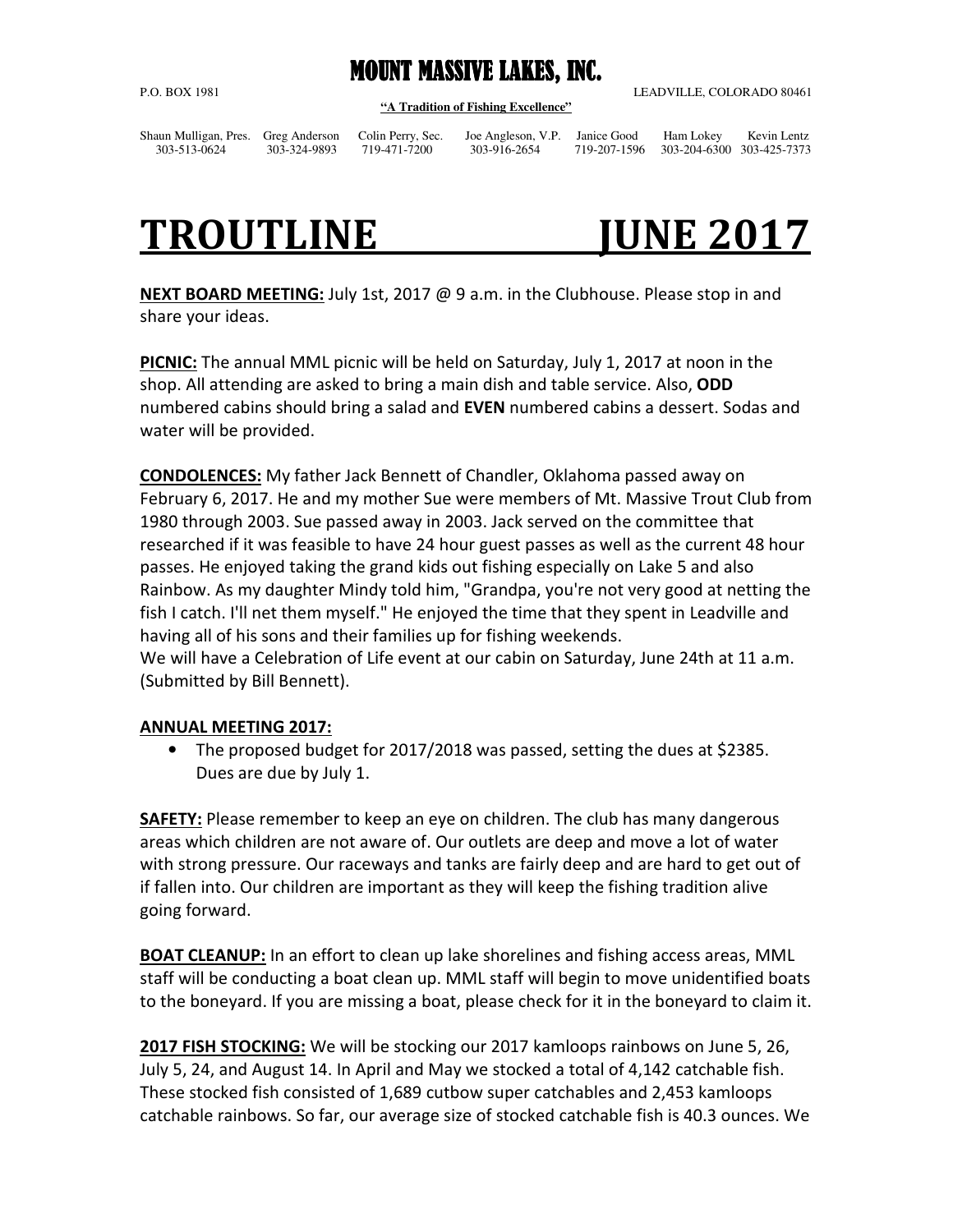# MOUNT MASSIVE LAKES, INC.

P.O. BOX 1981 LEADVILLE, COLORADO 80461

**"A Tradition of Fishing Excellence"**

| Shaun Mulligan, Pres. | Greg Anderson | Colin Perry, Sec. | Joe Angleson, V.P. | Janice Good | Ham Lokey | Kevin Lentz |
|---|---|---|---|---|---|---|
| 303-513-0624 | 303-324-9893 | 719-471-7200 | 303-916-2654 | 719-207-1596 | 303-204-6300 | 303-425-7373 |

# TROUTLINE JUNE 2017

**NEXT BOARD MEETING:** July 1st, 2017 @ 9 a.m. in the Clubhouse. Please stop in and share your ideas.

**PICNIC:** The annual MML picnic will be held on Saturday, July 1, 2017 at noon in the shop. All attending are asked to bring a main dish and table service. Also, **ODD** numbered cabins should bring a salad and **EVEN** numbered cabins a dessert. Sodas and water will be provided.

**CONDOLENCES:** My father Jack Bennett of Chandler, Oklahoma passed away on February 6, 2017. He and my mother Sue were members of Mt. Massive Trout Club from 1980 through 2003. Sue passed away in 2003. Jack served on the committee that researched if it was feasible to have 24 hour guest passes as well as the current 48 hour passes. He enjoyed taking the grand kids out fishing especially on Lake 5 and also Rainbow. As my daughter Mindy told him, "Grandpa, you're not very good at netting the fish I catch. I'll net them myself." He enjoyed the time that they spent in Leadville and having all of his sons and their families up for fishing weekends.
We will have a Celebration of Life event at our cabin on Saturday, June 24th at 11 a.m. (Submitted by Bill Bennett).

**ANNUAL MEETING 2017:**

- The proposed budget for 2017/2018 was passed, setting the dues at $2385. Dues are due by July 1.

**SAFETY:** Please remember to keep an eye on children. The club has many dangerous areas which children are not aware of. Our outlets are deep and move a lot of water with strong pressure. Our raceways and tanks are fairly deep and are hard to get out of if fallen into. Our children are important as they will keep the fishing tradition alive going forward.

**BOAT CLEANUP:** In an effort to clean up lake shorelines and fishing access areas, MML staff will be conducting a boat clean up. MML staff will begin to move unidentified boats to the boneyard. If you are missing a boat, please check for it in the boneyard to claim it.

**2017 FISH STOCKING:** We will be stocking our 2017 kamloops rainbows on June 5, 26, July 5, 24, and August 14. In April and May we stocked a total of 4,142 catchable fish. These stocked fish consisted of 1,689 cutbow super catchables and 2,453 kamloops catchable rainbows. So far, our average size of stocked catchable fish is 40.3 ounces. We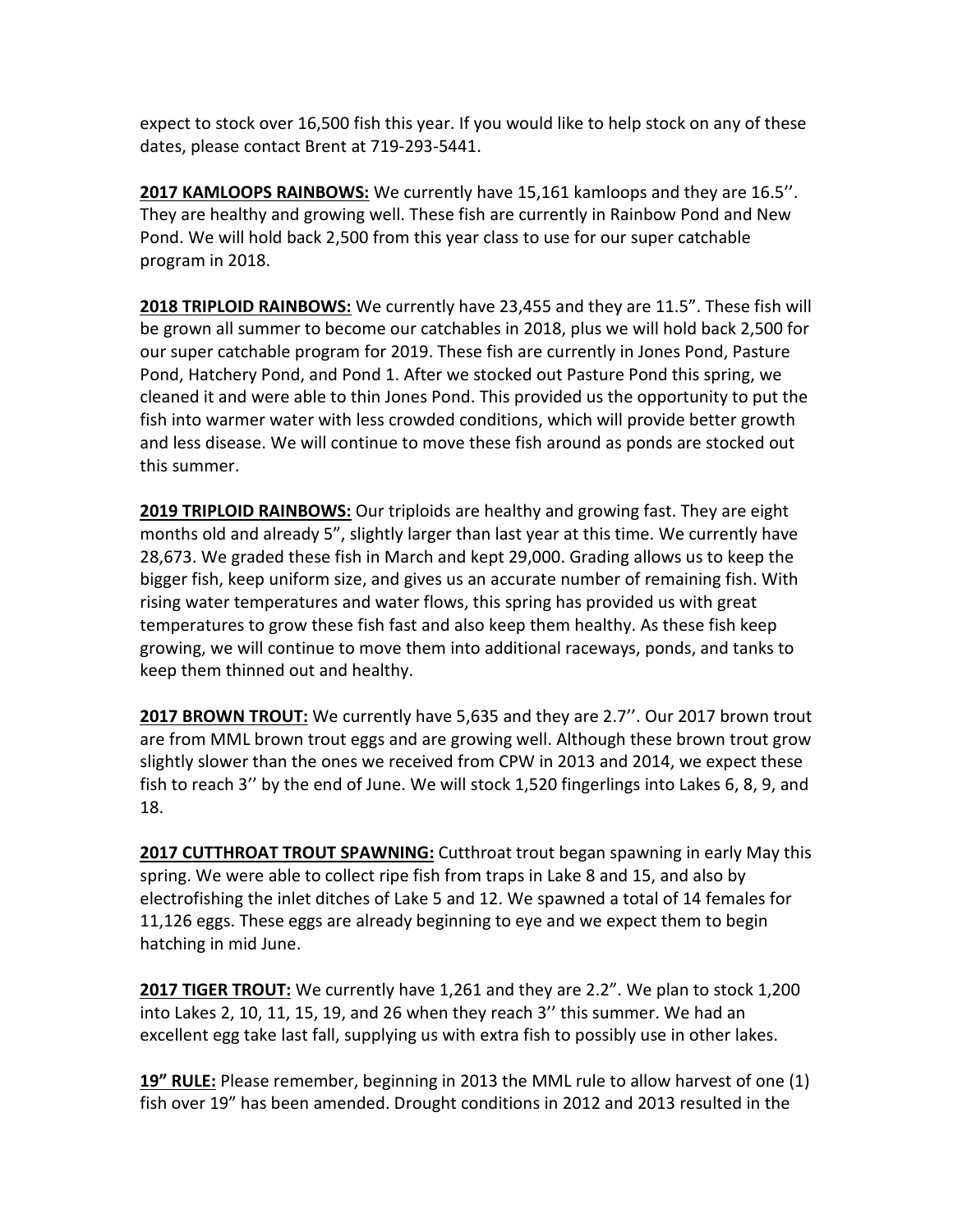expect to stock over 16,500 fish this year. If you would like to help stock on any of these dates, please contact Brent at 719-293-5441.

**2017 KAMLOOPS RAINBOWS:** We currently have 15,161 kamloops and they are 16.5''. They are healthy and growing well. These fish are currently in Rainbow Pond and New Pond. We will hold back 2,500 from this year class to use for our super catchable program in 2018.

**2018 TRIPLOID RAINBOWS:** We currently have 23,455 and they are 11.5". These fish will be grown all summer to become our catchables in 2018, plus we will hold back 2,500 for our super catchable program for 2019. These fish are currently in Jones Pond, Pasture Pond, Hatchery Pond, and Pond 1. After we stocked out Pasture Pond this spring, we cleaned it and were able to thin Jones Pond. This provided us the opportunity to put the fish into warmer water with less crowded conditions, which will provide better growth and less disease. We will continue to move these fish around as ponds are stocked out this summer.

**2019 TRIPLOID RAINBOWS:** Our triploids are healthy and growing fast. They are eight months old and already 5", slightly larger than last year at this time. We currently have 28,673. We graded these fish in March and kept 29,000. Grading allows us to keep the bigger fish, keep uniform size, and gives us an accurate number of remaining fish. With rising water temperatures and water flows, this spring has provided us with great temperatures to grow these fish fast and also keep them healthy. As these fish keep growing, we will continue to move them into additional raceways, ponds, and tanks to keep them thinned out and healthy.

**2017 BROWN TROUT:** We currently have 5,635 and they are 2.7''. Our 2017 brown trout are from MML brown trout eggs and are growing well. Although these brown trout grow slightly slower than the ones we received from CPW in 2013 and 2014, we expect these fish to reach 3'' by the end of June. We will stock 1,520 fingerlings into Lakes 6, 8, 9, and 18.

**2017 CUTTHROAT TROUT SPAWNING:** Cutthroat trout began spawning in early May this spring. We were able to collect ripe fish from traps in Lake 8 and 15, and also by electrofishing the inlet ditches of Lake 5 and 12. We spawned a total of 14 females for 11,126 eggs. These eggs are already beginning to eye and we expect them to begin hatching in mid June.

**2017 TIGER TROUT:** We currently have 1,261 and they are 2.2". We plan to stock 1,200 into Lakes 2, 10, 11, 15, 19, and 26 when they reach 3'' this summer. We had an excellent egg take last fall, supplying us with extra fish to possibly use in other lakes.

**19" RULE:** Please remember, beginning in 2013 the MML rule to allow harvest of one (1) fish over 19" has been amended. Drought conditions in 2012 and 2013 resulted in the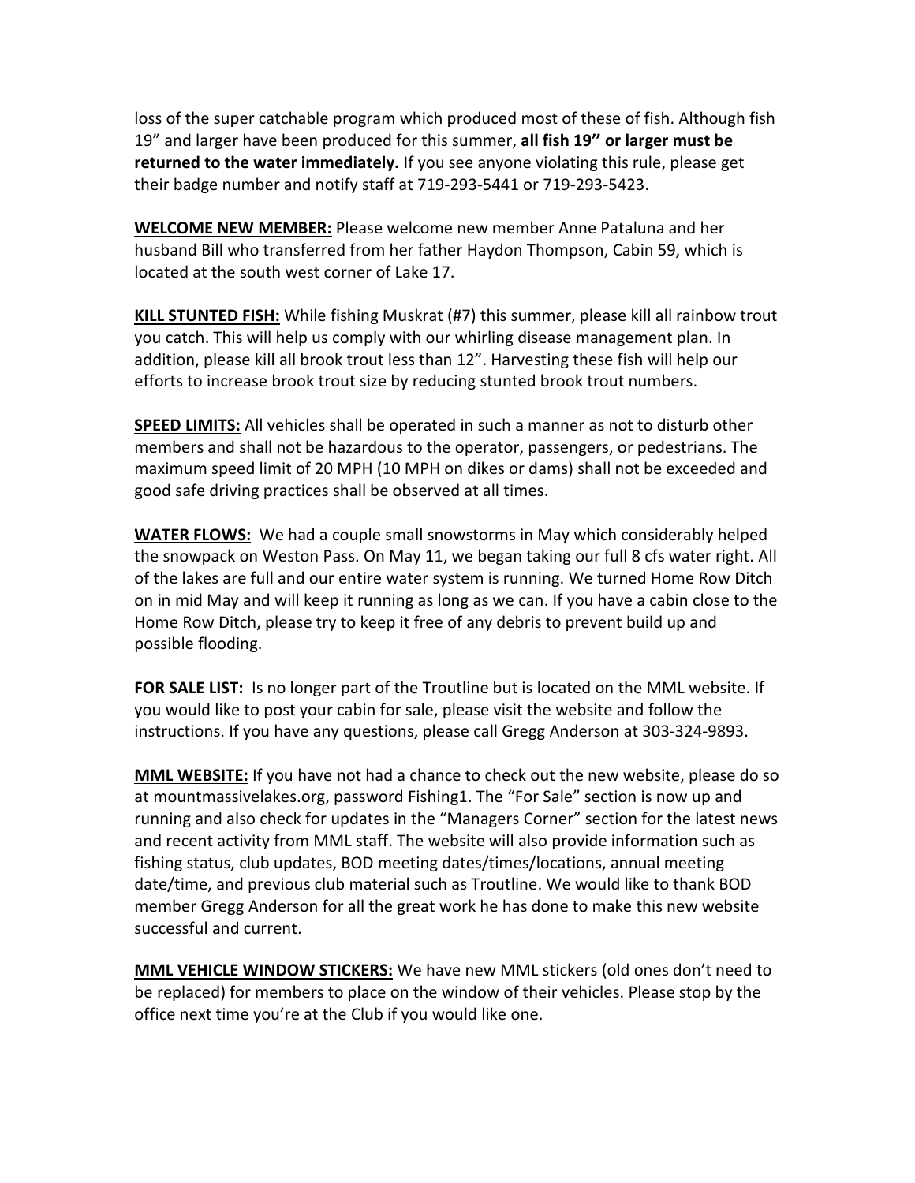loss of the super catchable program which produced most of these of fish. Although fish 19" and larger have been produced for this summer, **all fish 19" or larger must be returned to the water immediately.** If you see anyone violating this rule, please get their badge number and notify staff at 719-293-5441 or 719-293-5423.

**WELCOME NEW MEMBER:** Please welcome new member Anne Pataluna and her husband Bill who transferred from her father Haydon Thompson, Cabin 59, which is located at the south west corner of Lake 17.

**KILL STUNTED FISH:** While fishing Muskrat (#7) this summer, please kill all rainbow trout you catch. This will help us comply with our whirling disease management plan. In addition, please kill all brook trout less than 12". Harvesting these fish will help our efforts to increase brook trout size by reducing stunted brook trout numbers.

**SPEED LIMITS:** All vehicles shall be operated in such a manner as not to disturb other members and shall not be hazardous to the operator, passengers, or pedestrians. The maximum speed limit of 20 MPH (10 MPH on dikes or dams) shall not be exceeded and good safe driving practices shall be observed at all times.

**WATER FLOWS:** We had a couple small snowstorms in May which considerably helped the snowpack on Weston Pass. On May 11, we began taking our full 8 cfs water right. All of the lakes are full and our entire water system is running. We turned Home Row Ditch on in mid May and will keep it running as long as we can. If you have a cabin close to the Home Row Ditch, please try to keep it free of any debris to prevent build up and possible flooding.

**FOR SALE LIST:** Is no longer part of the Troutline but is located on the MML website. If you would like to post your cabin for sale, please visit the website and follow the instructions. If you have any questions, please call Gregg Anderson at 303-324-9893.

**MML WEBSITE:** If you have not had a chance to check out the new website, please do so at mountmassivelakes.org, password Fishing1. The "For Sale" section is now up and running and also check for updates in the "Managers Corner" section for the latest news and recent activity from MML staff. The website will also provide information such as fishing status, club updates, BOD meeting dates/times/locations, annual meeting date/time, and previous club material such as Troutline. We would like to thank BOD member Gregg Anderson for all the great work he has done to make this new website successful and current.

**MML VEHICLE WINDOW STICKERS:** We have new MML stickers (old ones don't need to be replaced) for members to place on the window of their vehicles. Please stop by the office next time you're at the Club if you would like one.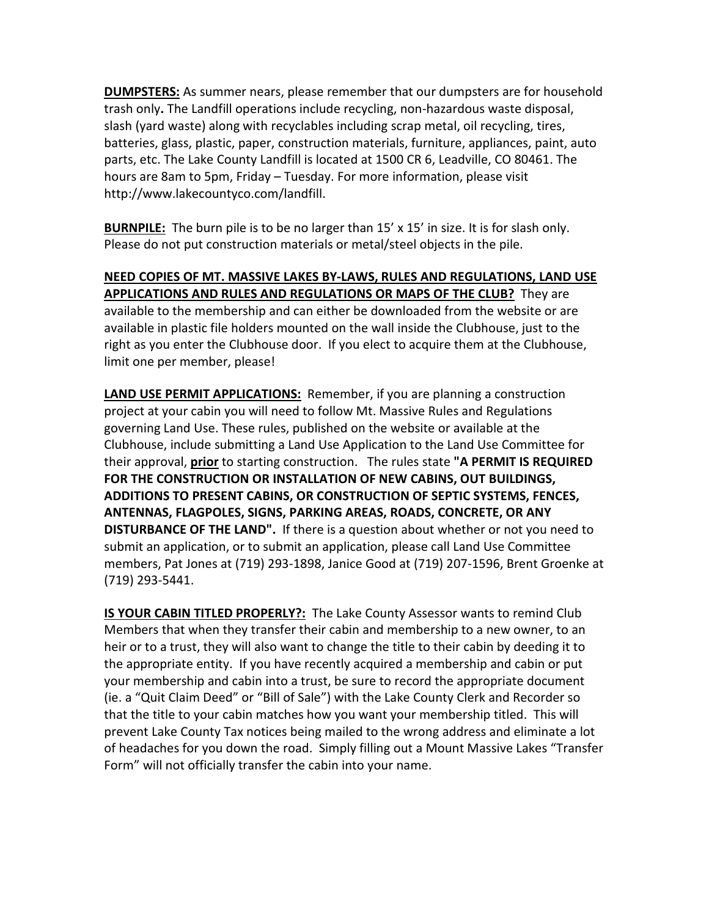**DUMPSTERS:** As summer nears, please remember that our dumpsters are for household trash only**.** The Landfill operations include recycling, non-hazardous waste disposal, slash (yard waste) along with recyclables including scrap metal, oil recycling, tires, batteries, glass, plastic, paper, construction materials, furniture, appliances, paint, auto parts, etc. The Lake County Landfill is located at 1500 CR 6, Leadville, CO 80461. The hours are 8am to 5pm, Friday – Tuesday. For more information, please visit http://www.lakecountyco.com/landfill.

**BURNPILE:** The burn pile is to be no larger than 15' x 15' in size. It is for slash only. Please do not put construction materials or metal/steel objects in the pile.

**NEED COPIES OF MT. MASSIVE LAKES BY-LAWS, RULES AND REGULATIONS, LAND USE APPLICATIONS AND RULES AND REGULATIONS OR MAPS OF THE CLUB?** They are available to the membership and can either be downloaded from the website or are available in plastic file holders mounted on the wall inside the Clubhouse, just to the right as you enter the Clubhouse door. If you elect to acquire them at the Clubhouse, limit one per member, please!

**LAND USE PERMIT APPLICATIONS:** Remember, if you are planning a construction project at your cabin you will need to follow Mt. Massive Rules and Regulations governing Land Use. These rules, published on the website or available at the Clubhouse, include submitting a Land Use Application to the Land Use Committee for their approval, **prior** to starting construction. The rules state **"A PERMIT IS REQUIRED FOR THE CONSTRUCTION OR INSTALLATION OF NEW CABINS, OUT BUILDINGS, ADDITIONS TO PRESENT CABINS, OR CONSTRUCTION OF SEPTIC SYSTEMS, FENCES, ANTENNAS, FLAGPOLES, SIGNS, PARKING AREAS, ROADS, CONCRETE, OR ANY DISTURBANCE OF THE LAND".** If there is a question about whether or not you need to submit an application, or to submit an application, please call Land Use Committee members, Pat Jones at (719) 293-1898, Janice Good at (719) 207-1596, Brent Groenke at (719) 293-5441.

**IS YOUR CABIN TITLED PROPERLY?:** The Lake County Assessor wants to remind Club Members that when they transfer their cabin and membership to a new owner, to an heir or to a trust, they will also want to change the title to their cabin by deeding it to the appropriate entity. If you have recently acquired a membership and cabin or put your membership and cabin into a trust, be sure to record the appropriate document (ie. a "Quit Claim Deed" or "Bill of Sale") with the Lake County Clerk and Recorder so that the title to your cabin matches how you want your membership titled. This will prevent Lake County Tax notices being mailed to the wrong address and eliminate a lot of headaches for you down the road. Simply filling out a Mount Massive Lakes "Transfer Form" will not officially transfer the cabin into your name.